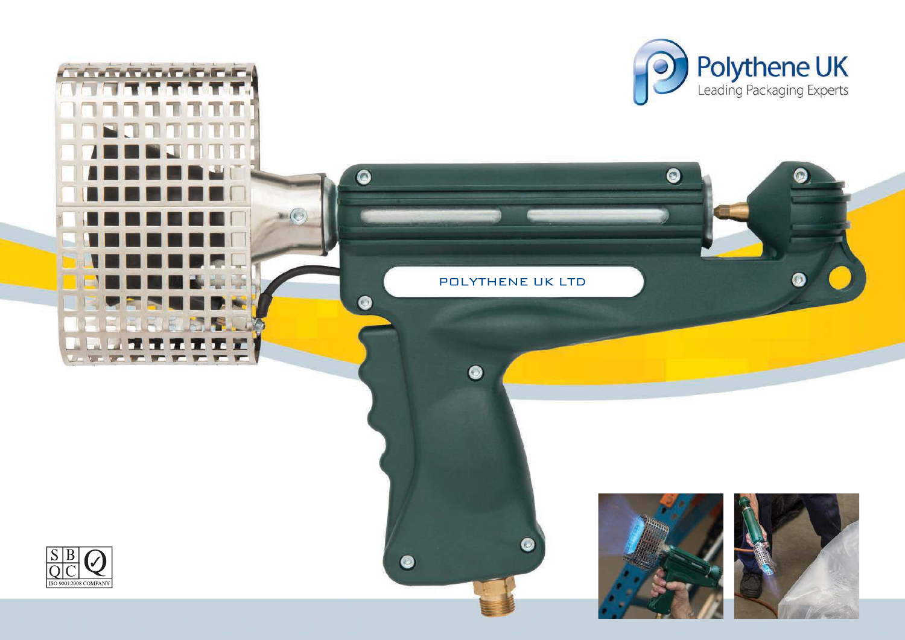Polythene UK

Leading Packaging Experts

POLYTHENE UK LTD

SBQC ISO 9001:2008 COMPANY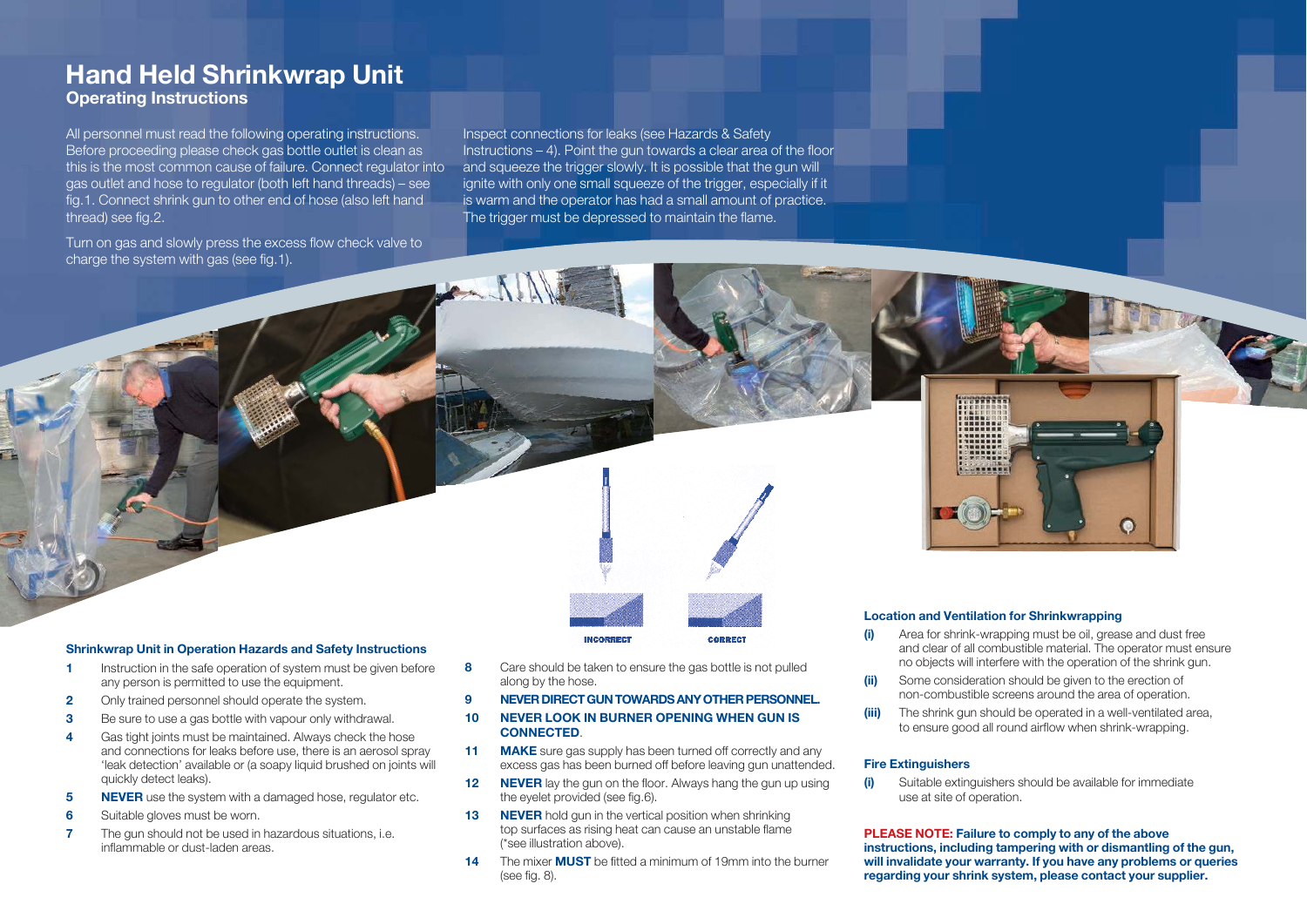# Hand Held Shrinkwrap Unit

## Operating Instructions

All personnel must read the following operating instructions. Before proceeding please check gas bottle outlet is clean as this is the most common cause of failure. Connect regulator into gas outlet and hose to regulator (both left hand threads) – see fig.1. Connect shrink gun to other end of hose (also left hand thread) see fig.2.

Turn on gas and slowly press the excess flow check valve to charge the system with gas (see fig.1).

Inspect connections for leaks (see Hazards & Safety Instructions – 4). Point the gun towards a clear area of the floor and squeeze the trigger slowly. It is possible that the gun will ignite with only one small squeeze of the trigger, especially if it is warm and the operator has had a small amount of practice. The trigger must be depressed to maintain the flame.

INCORRECT CORRECT

### Shrinkwrap Unit in Operation Hazards and Safety Instructions

1. Instruction in the safe operation of system must be given before any person is permitted to use the equipment.
2. Only trained personnel should operate the system.
3. Be sure to use a gas bottle with vapour only withdrawal.
4. Gas tight joints must be maintained. Always check the hose and connections for leaks before use, there is an aerosol spray 'leak detection' available or (a soapy liquid brushed on joints will quickly detect leaks).
5. **NEVER** use the system with a damaged hose, regulator etc.
6. Suitable gloves must be worn.
7. The gun should not be used in hazardous situations, i.e. inflammable or dust-laden areas.
8. Care should be taken to ensure the gas bottle is not pulled along by the hose.
9. **NEVER DIRECT GUN TOWARDS ANY OTHER PERSONNEL.**
10. **NEVER LOOK IN BURNER OPENING WHEN GUN IS CONNECTED**.
11. **MAKE** sure gas supply has been turned off correctly and any excess gas has been burned off before leaving gun unattended.
12. **NEVER** lay the gun on the floor. Always hang the gun up using the eyelet provided (see fig.6).
13. **NEVER** hold gun in the vertical position when shrinking top surfaces as rising heat can cause an unstable flame (*see illustration above).
14. The mixer **MUST** be fitted a minimum of 19mm into the burner (see fig. 8).

### Location and Ventilation for Shrinkwrapping

**(i)** Area for shrink-wrapping must be oil, grease and dust free and clear of all combustible material. The operator must ensure no objects will interfere with the operation of the shrink gun.

**(ii)** Some consideration should be given to the erection of non-combustible screens around the area of operation.

**(iii)** The shrink gun should be operated in a well-ventilated area, to ensure good all round airflow when shrink-wrapping.

### Fire Extinguishers

**(i)** Suitable extinguishers should be available for immediate use at site of operation.

**PLEASE NOTE: Failure to comply to any of the above instructions, including tampering with or dismantling of the gun, will invalidate your warranty. If you have any problems or queries regarding your shrink system, please contact your supplier.**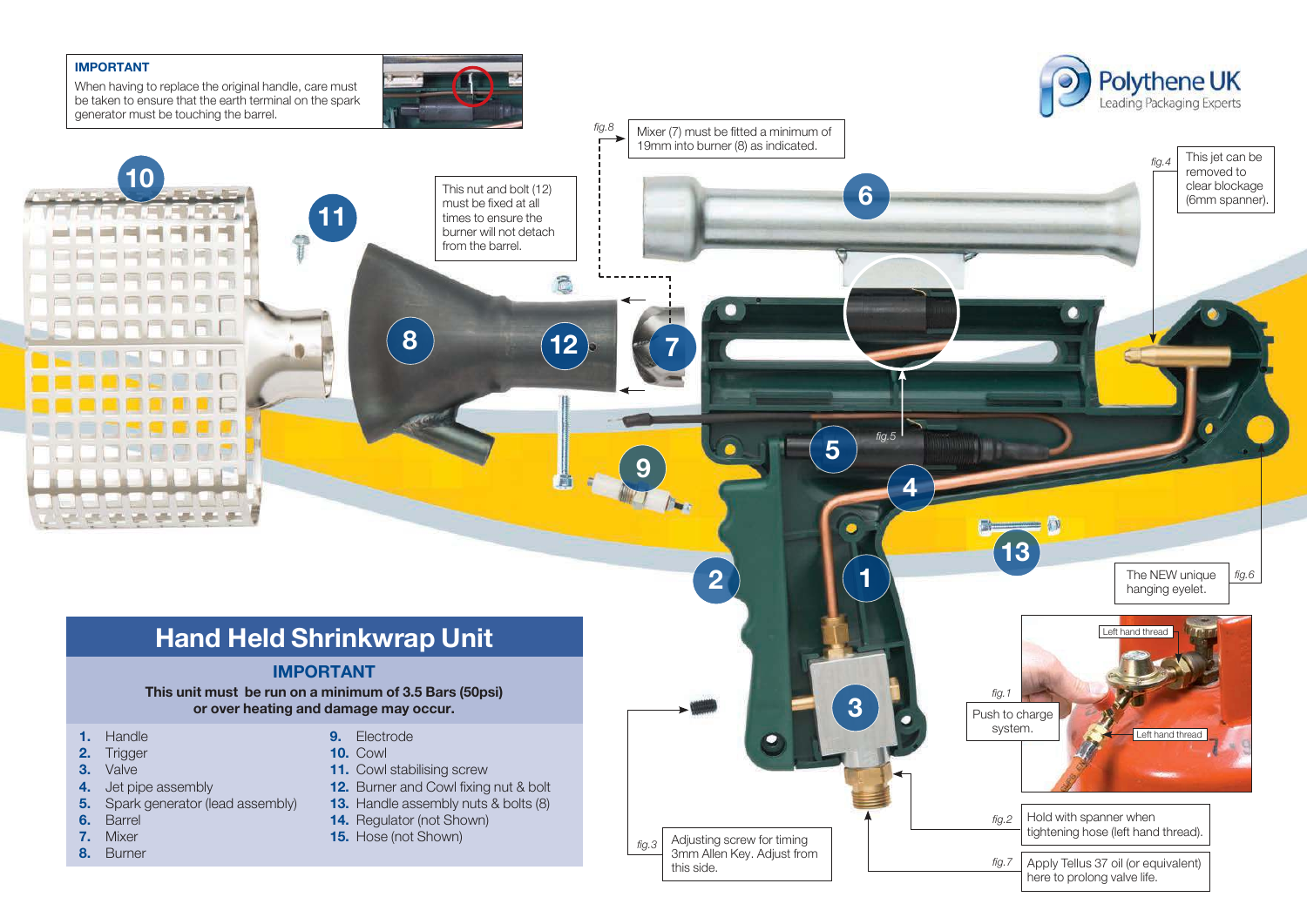**IMPORTANT**

When having to replace the original handle, care must be taken to ensure that the earth terminal on the spark generator must be touching the barrel.

Polythene UK
Leading Packaging Experts

*fig.8* Mixer (7) must be fitted a minimum of 19mm into burner (8) as indicated.

This nut and bolt (12) must be fixed at all times to ensure the burner will not detach from the barrel.

*fig.4* This jet can be removed to clear blockage (6mm spanner).

*fig.5*

*fig.6* The NEW unique hanging eyelet.

*fig.1* Push to charge system.

Left hand thread

Left hand thread

*fig.2* Hold with spanner when tightening hose (left hand thread).

*fig.3* Adjusting screw for timing 3mm Allen Key. Adjust from this side.

*fig.7* Apply Tellus 37 oil (or equivalent) here to prolong valve life.

## Hand Held Shrinkwrap Unit

### IMPORTANT

**This unit must be run on a minimum of 3.5 Bars (50psi) or over heating and damage may occur.**

1. Handle
2. Trigger
3. Valve
4. Jet pipe assembly
5. Spark generator (lead assembly)
6. Barrel
7. Mixer
8. Burner
9. Electrode
10. Cowl
11. Cowl stabilising screw
12. Burner and Cowl fixing nut & bolt
13. Handle assembly nuts & bolts (8)
14. Regulator (not Shown)
15. Hose (not Shown)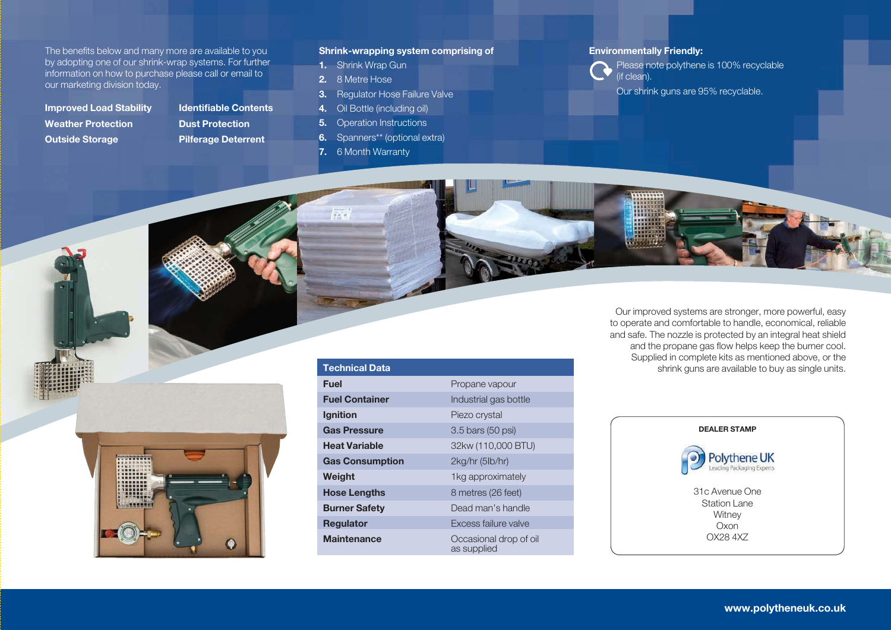The benefits below and many more are available to you by adopting one of our shrink-wrap systems. For further information on how to purchase please call or email to our marketing division today.

**Improved Load Stability**
**Weather Protection**
**Outside Storage**
**Identifiable Contents**
**Dust Protection**
**Pilferage Deterrent**

**Shrink-wrapping system comprising of**

1. Shrink Wrap Gun
2. 8 Metre Hose
3. Regulator Hose Failure Valve
4. Oil Bottle (including oil)
5. Operation Instructions
6. Spanners** (optional extra)
7. 6 Month Warranty

**Environmentally Friendly:**

Please note polythene is 100% recyclable (if clean).

Our shrink guns are 95% recyclable.

Our improved systems are stronger, more powerful, easy to operate and comfortable to handle, economical, reliable and safe. The nozzle is protected by an integral heat shield and the propane gas flow helps keep the burner cool. Supplied in complete kits as mentioned above, or the shrink guns are available to buy as single units.

| Technical Data | |
|---|---|
| **Fuel** | Propane vapour |
| **Fuel Container** | Industrial gas bottle |
| **Ignition** | Piezo crystal |
| **Gas Pressure** | 3.5 bars (50 psi) |
| **Heat Variable** | 32kw (110,000 BTU) |
| **Gas Consumption** | 2kg/hr (5lb/hr) |
| **Weight** | 1kg approximately |
| **Hose Lengths** | 8 metres (26 feet) |
| **Burner Safety** | Dead man's handle |
| **Regulator** | Excess failure valve |
| **Maintenance** | Occasional drop of oil as supplied |

**DEALER STAMP**

Polythene UK
Leading Packaging Experts

31c Avenue One
Station Lane
Witney
Oxon
OX28 4XZ

**www.polytheneuk.co.uk**